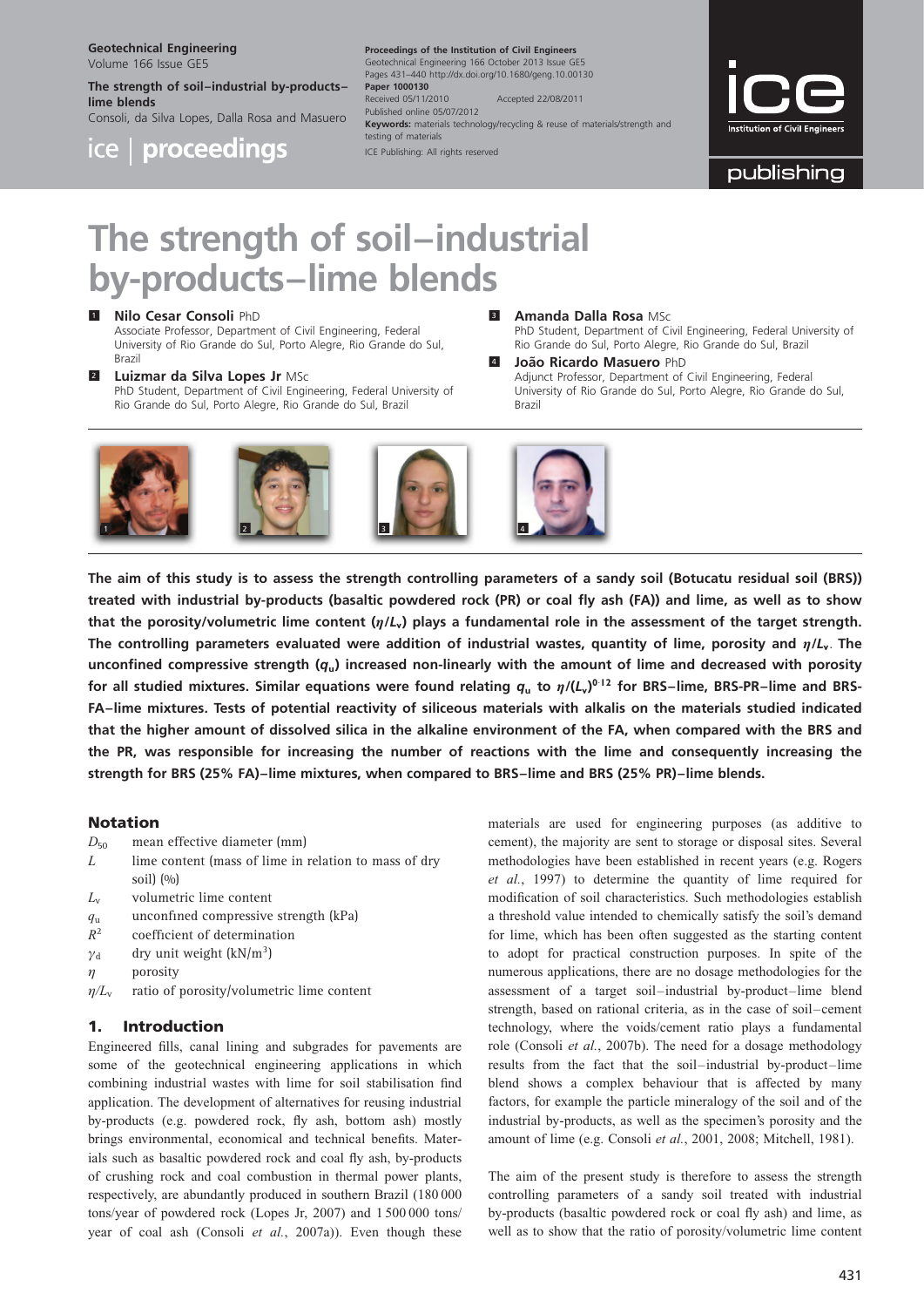# The strength of soil–industrial by-products–lime blends

**1 Nilo Cesar Consoli** PhD
Associate Professor, Department of Civil Engineering, Federal University of Rio Grande do Sul, Porto Alegre, Rio Grande do Sul, Brazil

**2 Luizmar da Silva Lopes Jr** MSc
PhD Student, Department of Civil Engineering, Federal University of Rio Grande do Sul, Porto Alegre, Rio Grande do Sul, Brazil

**3 Amanda Dalla Rosa** MSc
PhD Student, Department of Civil Engineering, Federal University of Rio Grande do Sul, Porto Alegre, Rio Grande do Sul, Brazil

**4 João Ricardo Masuero** PhD
Adjunct Professor, Department of Civil Engineering, Federal University of Rio Grande do Sul, Porto Alegre, Rio Grande do Sul, Brazil

Geotechnical Engineering, Volume 166 Issue GE5. The strength of soil–industrial by-products–lime blends. Consoli, da Silva Lopes, Dalla Rosa and Masuero

Proceedings of the Institution of Civil Engineers, Geotechnical Engineering 166 October 2013 Issue GE5, Pages 431–440 http://dx.doi.org/10.1680/geng.10.00130
Paper 1000130
Received 05/11/2010 Accepted 22/08/2011
Published online 05/07/2012
**Keywords:** materials technology/recycling & reuse of materials/strength and testing of materials
ICE Publishing: All rights reserved

**The aim of this study is to assess the strength controlling parameters of a sandy soil (Botucatu residual soil (BRS)) treated with industrial by-products (basaltic powdered rock (PR) or coal fly ash (FA)) and lime, as well as to show that the porosity/volumetric lime content ($\eta/L_v$) plays a fundamental role in the assessment of the target strength. The controlling parameters evaluated were addition of industrial wastes, quantity of lime, porosity and $\eta/L_v$. The unconfined compressive strength ($q_u$) increased non-linearly with the amount of lime and decreased with porosity for all studied mixtures. Similar equations were found relating $q_u$ to $\eta/(L_v)^{0.12}$ for BRS–lime, BRS-PR–lime and BRS-FA–lime mixtures. Tests of potential reactivity of siliceous materials with alkalis on the materials studied indicated that the higher amount of dissolved silica in the alkaline environment of the FA, when compared with the BRS and the PR, was responsible for increasing the number of reactions with the lime and consequently increasing the strength for BRS (25% FA)–lime mixtures, when compared to BRS–lime and BRS (25% PR)–lime blends.**

## Notation

- $D_{50}$ mean effective diameter (mm)
- $L$ lime content (mass of lime in relation to mass of dry soil) (%)
- $L_v$ volumetric lime content
- $q_u$ unconfined compressive strength (kPa)
- $R^2$ coefficient of determination
- $\gamma_d$ dry unit weight (kN/m$^3$)
- $\eta$ porosity
- $\eta/L_v$ ratio of porosity/volumetric lime content

## 1. Introduction

Engineered fills, canal lining and subgrades for pavements are some of the geotechnical engineering applications in which combining industrial wastes with lime for soil stabilisation find application. The development of alternatives for reusing industrial by-products (e.g. powdered rock, fly ash, bottom ash) mostly brings environmental, economical and technical benefits. Materials such as basaltic powdered rock and coal fly ash, by-products of crushing rock and coal combustion in thermal power plants, respectively, are abundantly produced in southern Brazil (180 000 tons/year of powdered rock (Lopes Jr, 2007) and 1 500 000 tons/year of coal ash (Consoli *et al.*, 2007a)). Even though these materials are used for engineering purposes (as additive to cement), the majority are sent to storage or disposal sites. Several methodologies have been established in recent years (e.g. Rogers *et al.*, 1997) to determine the quantity of lime required for modification of soil characteristics. Such methodologies establish a threshold value intended to chemically satisfy the soil's demand for lime, which has been often suggested as the starting content to adopt for practical construction purposes. In spite of the numerous applications, there are no dosage methodologies for the assessment of a target soil–industrial by-product–lime blend strength, based on rational criteria, as in the case of soil–cement technology, where the voids/cement ratio plays a fundamental role (Consoli *et al.*, 2007b). The need for a dosage methodology results from the fact that the soil–industrial by-product–lime blend shows a complex behaviour that is affected by many factors, for example the particle mineralogy of the soil and of the industrial by-products, as well as the specimen's porosity and the amount of lime (e.g. Consoli *et al.*, 2001, 2008; Mitchell, 1981).

The aim of the present study is therefore to assess the strength controlling parameters of a sandy soil treated with industrial by-products (basaltic powdered rock or coal fly ash) and lime, as well as to show that the ratio of porosity/volumetric lime content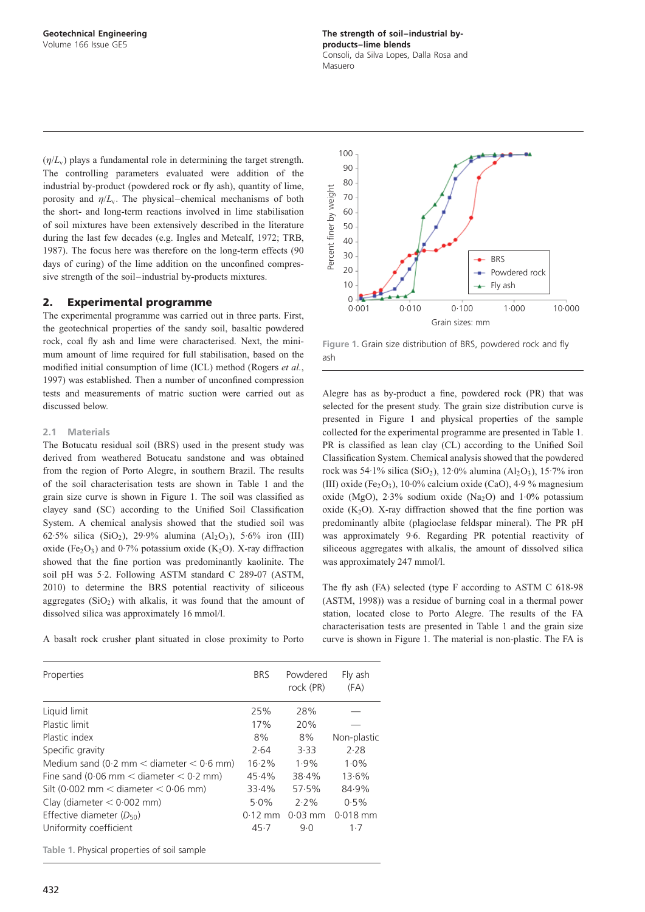($\eta/L_v$) plays a fundamental role in determining the target strength. The controlling parameters evaluated were addition of the industrial by-product (powdered rock or fly ash), quantity of lime, porosity and $\eta/L_v$. The physical–chemical mechanisms of both the short- and long-term reactions involved in lime stabilisation of soil mixtures have been extensively described in the literature during the last few decades (e.g. Ingles and Metcalf, 1972; TRB, 1987). The focus here was therefore on the long-term effects (90 days of curing) of the lime addition on the unconfined compressive strength of the soil–industrial by-products mixtures.

## 2. Experimental programme

The experimental programme was carried out in three parts. First, the geotechnical properties of the sandy soil, basaltic powdered rock, coal fly ash and lime were characterised. Next, the minimum amount of lime required for full stabilisation, based on the modified initial consumption of lime (ICL) method (Rogers *et al.*, 1997) was established. Then a number of unconfined compression tests and measurements of matric suction were carried out as discussed below.

### 2.1 Materials

The Botucatu residual soil (BRS) used in the present study was derived from weathered Botucatu sandstone and was obtained from the region of Porto Alegre, in southern Brazil. The results of the soil characterisation tests are shown in Table 1 and the grain size curve is shown in Figure 1. The soil was classified as clayey sand (SC) according to the Unified Soil Classification System. A chemical analysis showed that the studied soil was 62·5% silica ($SiO_2$), 29·9% alumina ($Al_2O_3$), 5·6% iron (III) oxide ($Fe_2O_3$) and 0·7% potassium oxide ($K_2O$). X-ray diffraction showed that the fine portion was predominantly kaolinite. The soil pH was 5·2. Following ASTM standard C 289-07 (ASTM, 2010) to determine the BRS potential reactivity of siliceous aggregates ($SiO_2$) with alkalis, it was found that the amount of dissolved silica was approximately 16 mmol/l.

A basalt rock crusher plant situated in close proximity to Porto Alegre has as by-product a fine, powdered rock (PR) that was selected for the present study. The grain size distribution curve is presented in Figure 1 and physical properties of the sample collected for the experimental programme are presented in Table 1. PR is classified as lean clay (CL) according to the Unified Soil Classification System. Chemical analysis showed that the powdered rock was 54·1% silica ($SiO_2$), 12·0% alumina ($Al_2O_3$), 15·7% iron (III) oxide ($Fe_2O_3$), 10·0% calcium oxide (CaO), 4·9 % magnesium oxide (MgO), 2·3% sodium oxide ($Na_2O$) and 1·0% potassium oxide ($K_2O$). X-ray diffraction showed that the fine portion was predominantly albite (plagioclase feldspar mineral). The PR pH was approximately 9·6. Regarding PR potential reactivity of siliceous aggregates with alkalis, the amount of dissolved silica was approximately 247 mmol/l.

Figure 1. Grain size distribution of BRS, powdered rock and fly ash

The fly ash (FA) selected (type F according to ASTM C 618-98 (ASTM, 1998)) was a residue of burning coal in a thermal power station, located close to Porto Alegre. The results of the FA characterisation tests are presented in Table 1 and the grain size curve is shown in Figure 1. The material is non-plastic. The FA is

| Properties | BRS | Powdered rock (PR) | Fly ash (FA) |
|---|---|---|---|
| Liquid limit | 25% | 28% | — |
| Plastic limit | 17% | 20% | — |
| Plastic index | 8% | 8% | Non-plastic |
| Specific gravity | 2·64 | 3·33 | 2·28 |
| Medium sand (0·2 mm < diameter < 0·6 mm) | 16·2% | 1·9% | 1·0% |
| Fine sand (0·06 mm < diameter < 0·2 mm) | 45·4% | 38·4% | 13·6% |
| Silt (0·002 mm < diameter < 0·06 mm) | 33·4% | 57·5% | 84·9% |
| Clay (diameter < 0·002 mm) | 5·0% | 2·2% | 0·5% |
| Effective diameter ($D_{50}$) | 0·12 mm | 0·03 mm | 0·018 mm |
| Uniformity coefficient | 45·7 | 9·0 | 1·7 |

Table 1. Physical properties of soil sample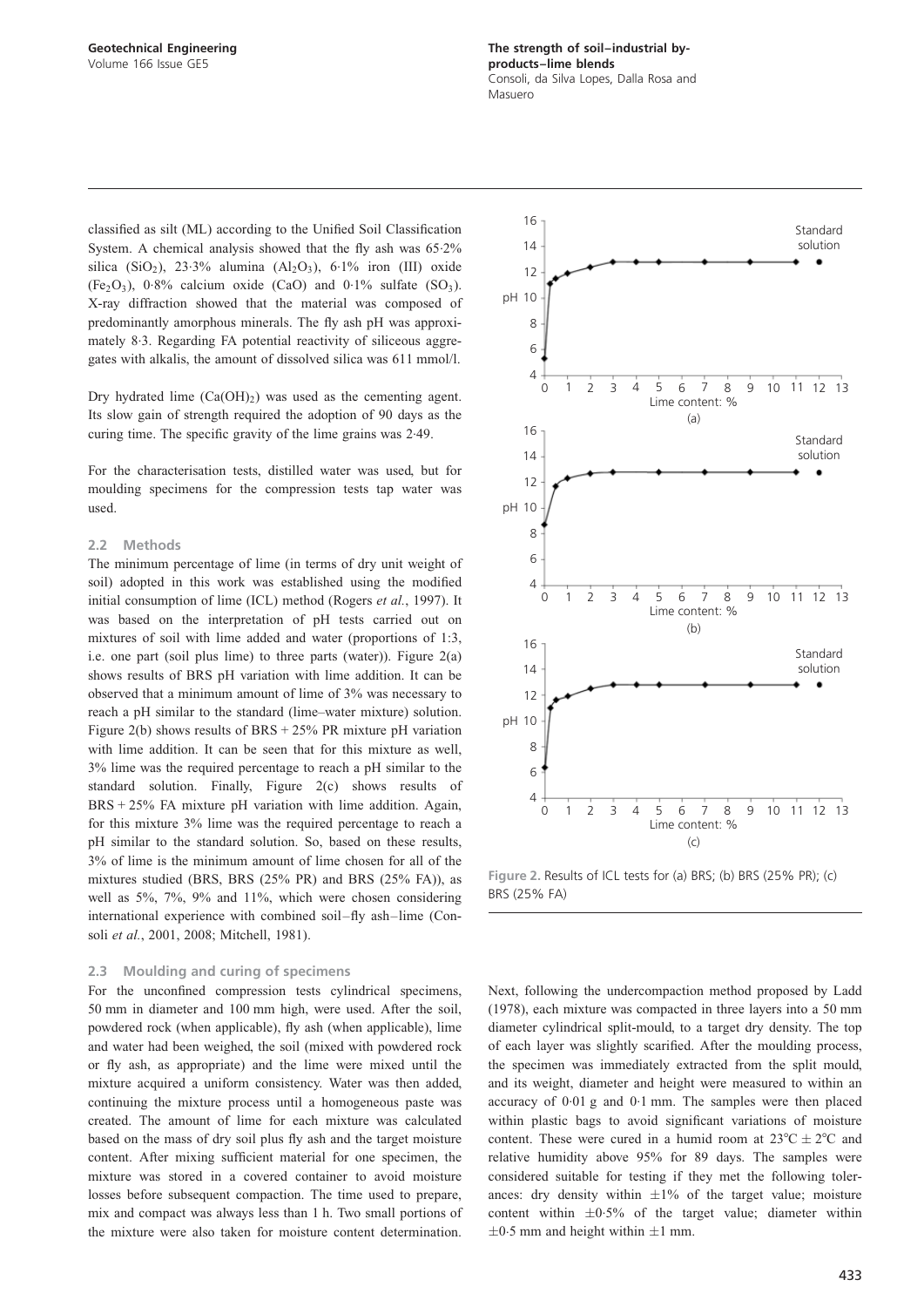classified as silt (ML) according to the Unified Soil Classification System. A chemical analysis showed that the fly ash was 65·2% silica ($SiO_2$), 23·3% alumina ($Al_2O_3$), 6·1% iron (III) oxide ($Fe_2O_3$), 0·8% calcium oxide (CaO) and 0·1% sulfate ($SO_3$). X-ray diffraction showed that the material was composed of predominantly amorphous minerals. The fly ash pH was approximately 8·3. Regarding FA potential reactivity of siliceous aggregates with alkalis, the amount of dissolved silica was 611 mmol/l.

Dry hydrated lime ($Ca(OH)_2$) was used as the cementing agent. Its slow gain of strength required the adoption of 90 days as the curing time. The specific gravity of the lime grains was 2·49.

For the characterisation tests, distilled water was used, but for moulding specimens for the compression tests tap water was used.

### 2.2 Methods

The minimum percentage of lime (in terms of dry unit weight of soil) adopted in this work was established using the modified initial consumption of lime (ICL) method (Rogers *et al.*, 1997). It was based on the interpretation of pH tests carried out on mixtures of soil with lime added and water (proportions of 1:3, i.e. one part (soil plus lime) to three parts (water)). Figure 2(a) shows results of BRS pH variation with lime addition. It can be observed that a minimum amount of lime of 3% was necessary to reach a pH similar to the standard (lime–water mixture) solution. Figure 2(b) shows results of BRS + 25% PR mixture pH variation with lime addition. It can be seen that for this mixture as well, 3% lime was the required percentage to reach a pH similar to the standard solution. Finally, Figure 2(c) shows results of BRS + 25% FA mixture pH variation with lime addition. Again, for this mixture 3% lime was the required percentage to reach a pH similar to the standard solution. So, based on these results, 3% of lime is the minimum amount of lime chosen for all of the mixtures studied (BRS, BRS (25% PR) and BRS (25% FA)), as well as 5%, 7%, 9% and 11%, which were chosen considering international experience with combined soil–fly ash–lime (Consoli *et al.*, 2001, 2008; Mitchell, 1981).

Figure 2. Results of ICL tests for (a) BRS; (b) BRS (25% PR); (c) BRS (25% FA)

### 2.3 Moulding and curing of specimens

For the unconfined compression tests cylindrical specimens, 50 mm in diameter and 100 mm high, were used. After the soil, powdered rock (when applicable), fly ash (when applicable), lime and water had been weighed, the soil (mixed with powdered rock or fly ash, as appropriate) and the lime were mixed until the mixture acquired a uniform consistency. Water was then added, continuing the mixture process until a homogeneous paste was created. The amount of lime for each mixture was calculated based on the mass of dry soil plus fly ash and the target moisture content. After mixing sufficient material for one specimen, the mixture was stored in a covered container to avoid moisture losses before subsequent compaction. The time used to prepare, mix and compact was always less than 1 h. Two small portions of the mixture were also taken for moisture content determination. Next, following the undercompaction method proposed by Ladd (1978), each mixture was compacted in three layers into a 50 mm diameter cylindrical split-mould, to a target dry density. The top of each layer was slightly scarified. After the moulding process, the specimen was immediately extracted from the split mould, and its weight, diameter and height were measured to within an accuracy of 0·01 g and 0·1 mm. The samples were then placed within plastic bags to avoid significant variations of moisture content. These were cured in a humid room at 23°C ± 2°C and relative humidity above 95% for 89 days. The samples were considered suitable for testing if they met the following tolerances: dry density within ±1% of the target value; moisture content within ±0·5% of the target value; diameter within ±0·5 mm and height within ±1 mm.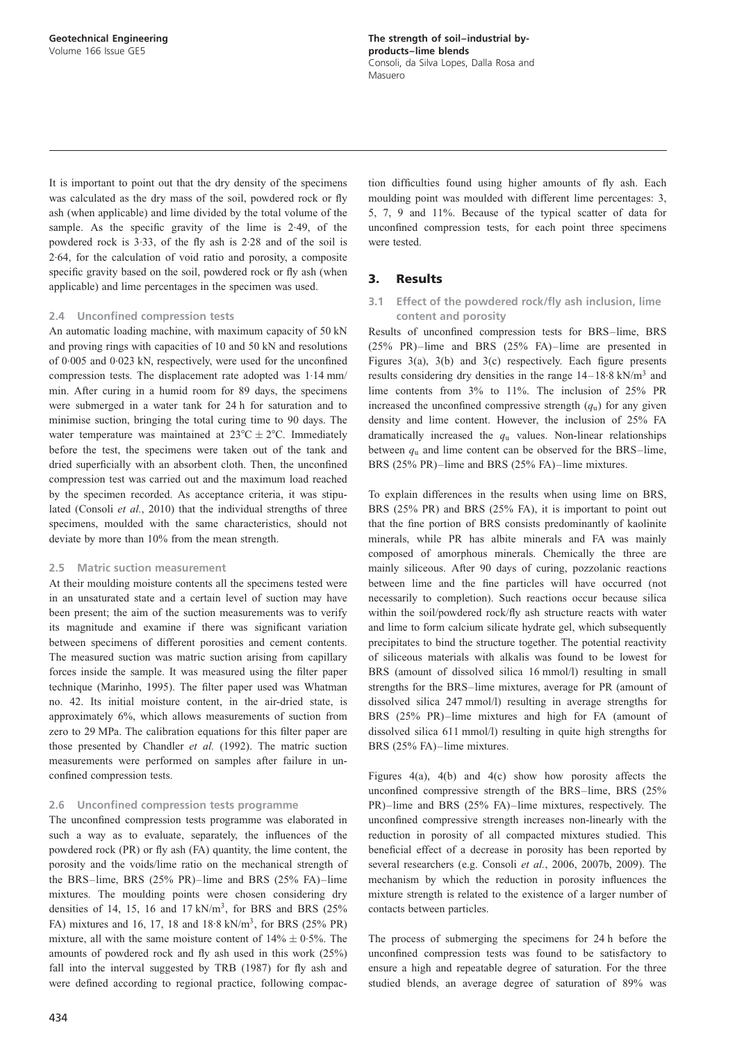It is important to point out that the dry density of the specimens was calculated as the dry mass of the soil, powdered rock or fly ash (when applicable) and lime divided by the total volume of the sample. As the specific gravity of the lime is 2·49, of the powdered rock is 3·33, of the fly ash is 2·28 and of the soil is 2·64, for the calculation of void ratio and porosity, a composite specific gravity based on the soil, powdered rock or fly ash (when applicable) and lime percentages in the specimen was used.

### 2.4 Unconfined compression tests

An automatic loading machine, with maximum capacity of 50 kN and proving rings with capacities of 10 and 50 kN and resolutions of 0·005 and 0·023 kN, respectively, were used for the unconfined compression tests. The displacement rate adopted was 1·14 mm/min. After curing in a humid room for 89 days, the specimens were submerged in a water tank for 24 h for saturation and to minimise suction, bringing the total curing time to 90 days. The water temperature was maintained at 23°C ± 2°C. Immediately before the test, the specimens were taken out of the tank and dried superficially with an absorbent cloth. Then, the unconfined compression test was carried out and the maximum load reached by the specimen recorded. As acceptance criteria, it was stipulated (Consoli *et al.*, 2010) that the individual strengths of three specimens, moulded with the same characteristics, should not deviate by more than 10% from the mean strength.

### 2.5 Matric suction measurement

At their moulding moisture contents all the specimens tested were in an unsaturated state and a certain level of suction may have been present; the aim of the suction measurements was to verify its magnitude and examine if there was significant variation between specimens of different porosities and cement contents. The measured suction was matric suction arising from capillary forces inside the sample. It was measured using the filter paper technique (Marinho, 1995). The filter paper used was Whatman no. 42. Its initial moisture content, in the air-dried state, is approximately 6%, which allows measurements of suction from zero to 29 MPa. The calibration equations for this filter paper are those presented by Chandler *et al.* (1992). The matric suction measurements were performed on samples after failure in unconfined compression tests.

### 2.6 Unconfined compression tests programme

The unconfined compression tests programme was elaborated in such a way as to evaluate, separately, the influences of the powdered rock (PR) or fly ash (FA) quantity, the lime content, the porosity and the voids/lime ratio on the mechanical strength of the BRS–lime, BRS (25% PR)–lime and BRS (25% FA)–lime mixtures. The moulding points were chosen considering dry densities of 14, 15, 16 and 17 kN/m$^3$, for BRS and BRS (25% FA) mixtures and 16, 17, 18 and 18·8 kN/m$^3$, for BRS (25% PR) mixture, all with the same moisture content of 14% ± 0·5%. The amounts of powdered rock and fly ash used in this work (25%) fall into the interval suggested by TRB (1987) for fly ash and were defined according to regional practice, following compaction difficulties found using higher amounts of fly ash. Each moulding point was moulded with different lime percentages: 3, 5, 7, 9 and 11%. Because of the typical scatter of data for unconfined compression tests, for each point three specimens were tested.

## 3. Results

### 3.1 Effect of the powdered rock/fly ash inclusion, lime content and porosity

Results of unconfined compression tests for BRS–lime, BRS (25% PR)–lime and BRS (25% FA)–lime are presented in Figures 3(a), 3(b) and 3(c) respectively. Each figure presents results considering dry densities in the range 14–18·8 kN/m$^3$ and lime contents from 3% to 11%. The inclusion of 25% PR increased the unconfined compressive strength ($q_u$) for any given density and lime content. However, the inclusion of 25% FA dramatically increased the $q_u$ values. Non-linear relationships between $q_u$ and lime content can be observed for the BRS–lime, BRS (25% PR)–lime and BRS (25% FA)–lime mixtures.

To explain differences in the results when using lime on BRS, BRS (25% PR) and BRS (25% FA), it is important to point out that the fine portion of BRS consists predominantly of kaolinite minerals, while PR has albite minerals and FA was mainly composed of amorphous minerals. Chemically the three are mainly siliceous. After 90 days of curing, pozzolanic reactions between lime and the fine particles will have occurred (not necessarily to completion). Such reactions occur because silica within the soil/powdered rock/fly ash structure reacts with water and lime to form calcium silicate hydrate gel, which subsequently precipitates to bind the structure together. The potential reactivity of siliceous materials with alkalis was found to be lowest for BRS (amount of dissolved silica 16 mmol/l) resulting in small strengths for the BRS–lime mixtures, average for PR (amount of dissolved silica 247 mmol/l) resulting in average strengths for BRS (25% PR)–lime mixtures and high for FA (amount of dissolved silica 611 mmol/l) resulting in quite high strengths for BRS (25% FA)–lime mixtures.

Figures 4(a), 4(b) and 4(c) show how porosity affects the unconfined compressive strength of the BRS–lime, BRS (25% PR)–lime and BRS (25% FA)–lime mixtures, respectively. The unconfined compressive strength increases non-linearly with the reduction in porosity of all compacted mixtures studied. This beneficial effect of a decrease in porosity has been reported by several researchers (e.g. Consoli *et al.*, 2006, 2007b, 2009). The mechanism by which the reduction in porosity influences the mixture strength is related to the existence of a larger number of contacts between particles.

The process of submerging the specimens for 24 h before the unconfined compression tests was found to be satisfactory to ensure a high and repeatable degree of saturation. For the three studied blends, an average degree of saturation of 89% was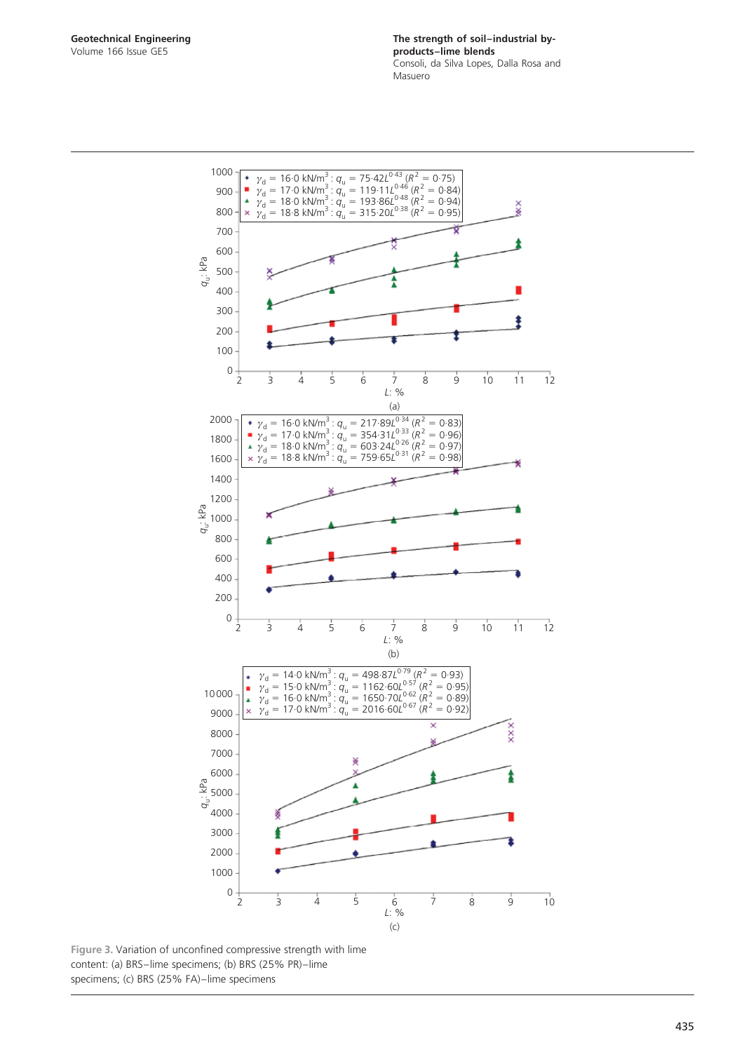Figure 3. Variation of unconfined compressive strength with lime content: (a) BRS–lime specimens; (b) BRS (25% PR)–lime specimens; (c) BRS (25% FA)–lime specimens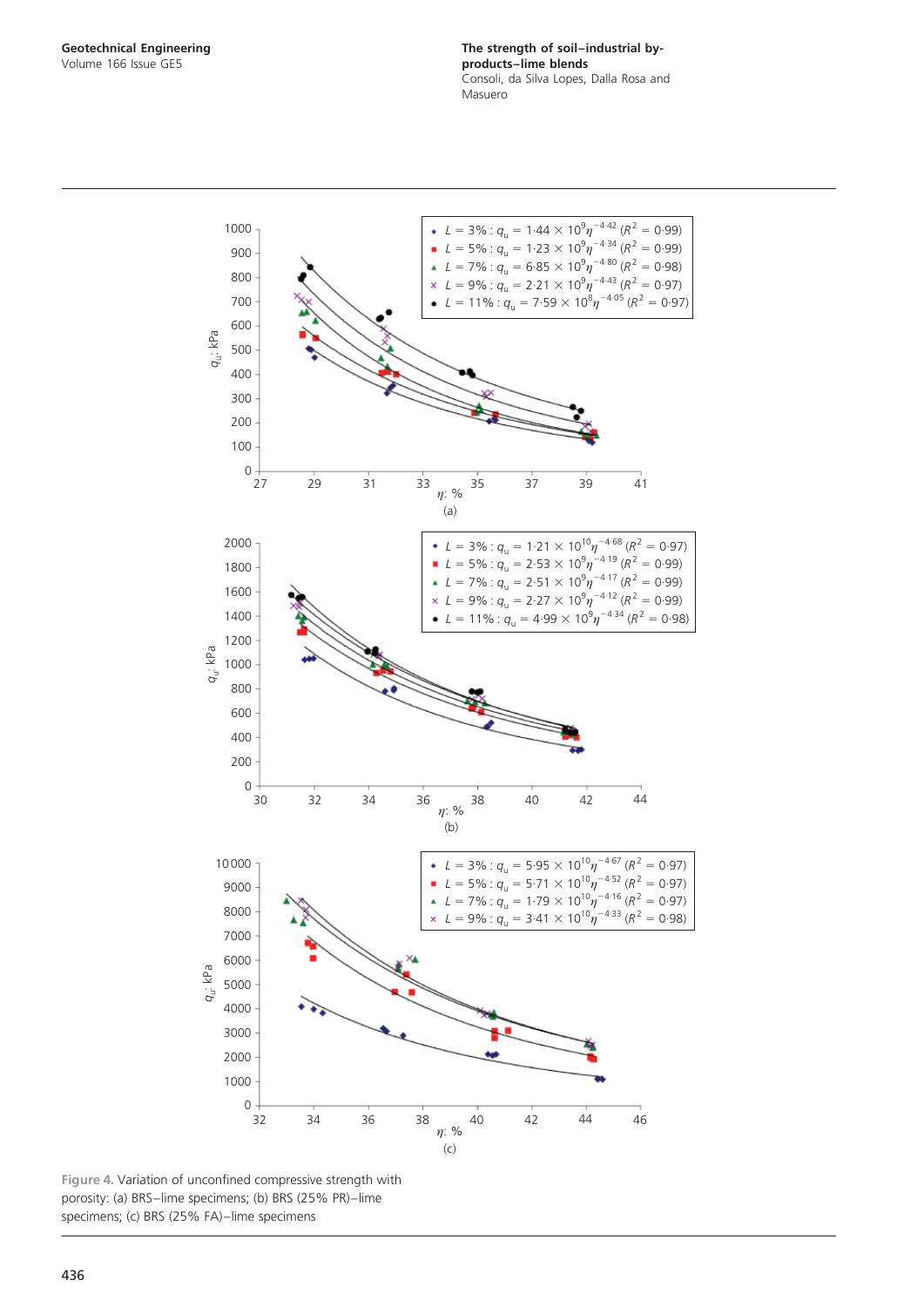Figure 4. Variation of unconfined compressive strength with porosity: (a) BRS–lime specimens; (b) BRS (25% PR)–lime specimens; (c) BRS (25% FA)–lime specimens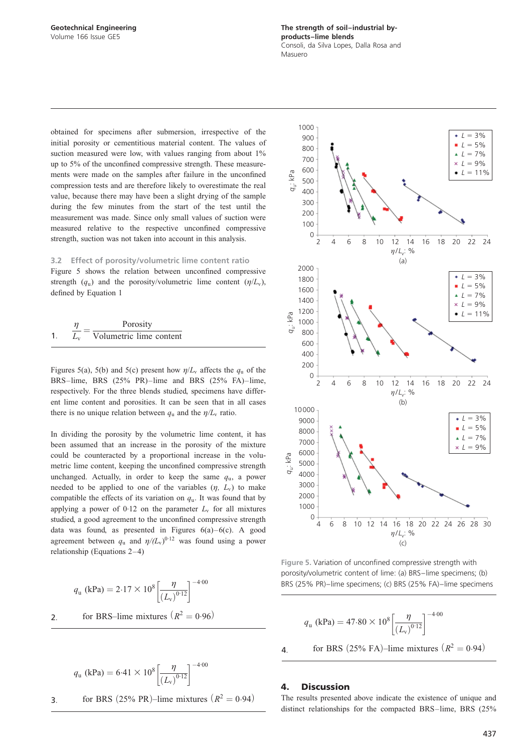obtained for specimens after submersion, irrespective of the initial porosity or cementitious material content. The values of suction measured were low, with values ranging from about 1% up to 5% of the unconfined compressive strength. These measurements were made on the samples after failure in the unconfined compression tests and are therefore likely to overestimate the real value, because there may have been a slight drying of the sample during the few minutes from the start of the test until the measurement was made. Since only small values of suction were measured relative to the respective unconfined compressive strength, suction was not taken into account in this analysis.

### 3.2 Effect of porosity/volumetric lime content ratio

Figure 5 shows the relation between unconfined compressive strength ($q_u$) and the porosity/volumetric lime content ($\eta/L_v$), defined by Equation 1

$$\frac{\eta}{L_v} = \frac{\text{Porosity}}{\text{Volumetric lime content}} \tag{1}$$

Figures 5(a), 5(b) and 5(c) present how $\eta/L_v$ affects the $q_u$ of the BRS–lime, BRS (25% PR)–lime and BRS (25% FA)–lime, respectively. For the three blends studied, specimens have different lime content and porosities. It can be seen that in all cases there is no unique relation between $q_u$ and the $\eta/L_v$ ratio.

In dividing the porosity by the volumetric lime content, it has been assumed that an increase in the porosity of the mixture could be counteracted by a proportional increase in the volumetric lime content, keeping the unconfined compressive strength unchanged. Actually, in order to keep the same $q_u$, a power needed to be applied to one of the variables ($\eta$, $L_v$) to make compatible the effects of its variation on $q_u$. It was found that by applying a power of 0·12 on the parameter $L_v$ for all mixtures studied, a good agreement to the unconfined compressive strength data was found, as presented in Figures 6(a)–6(c). A good agreement between $q_u$ and $\eta/(L_v)^{0.12}$ was found using a power relationship (Equations 2–4)

$$q_u \text{ (kPa)} = 2.17 \times 10^8 \left[\frac{\eta}{(L_v)^{0.12}}\right]^{-4.00} \tag{2}$$

for BRS–lime mixtures ($R^2 = 0.96$)

$$q_u \text{ (kPa)} = 6.41 \times 10^8 \left[\frac{\eta}{(L_v)^{0.12}}\right]^{-4.00} \tag{3}$$

for BRS (25% PR)–lime mixtures ($R^2 = 0.94$)

Figure 5. Variation of unconfined compressive strength with porosity/volumetric content of lime: (a) BRS–lime specimens; (b) BRS (25% PR)–lime specimens; (c) BRS (25% FA)–lime specimens

$$q_u \text{ (kPa)} = 47.80 \times 10^8 \left[\frac{\eta}{(L_v)^{0.12}}\right]^{-4.00} \tag{4}$$

for BRS (25% FA)–lime mixtures ($R^2 = 0.94$)

## 4. Discussion

The results presented above indicate the existence of unique and distinct relationships for the compacted BRS–lime, BRS (25%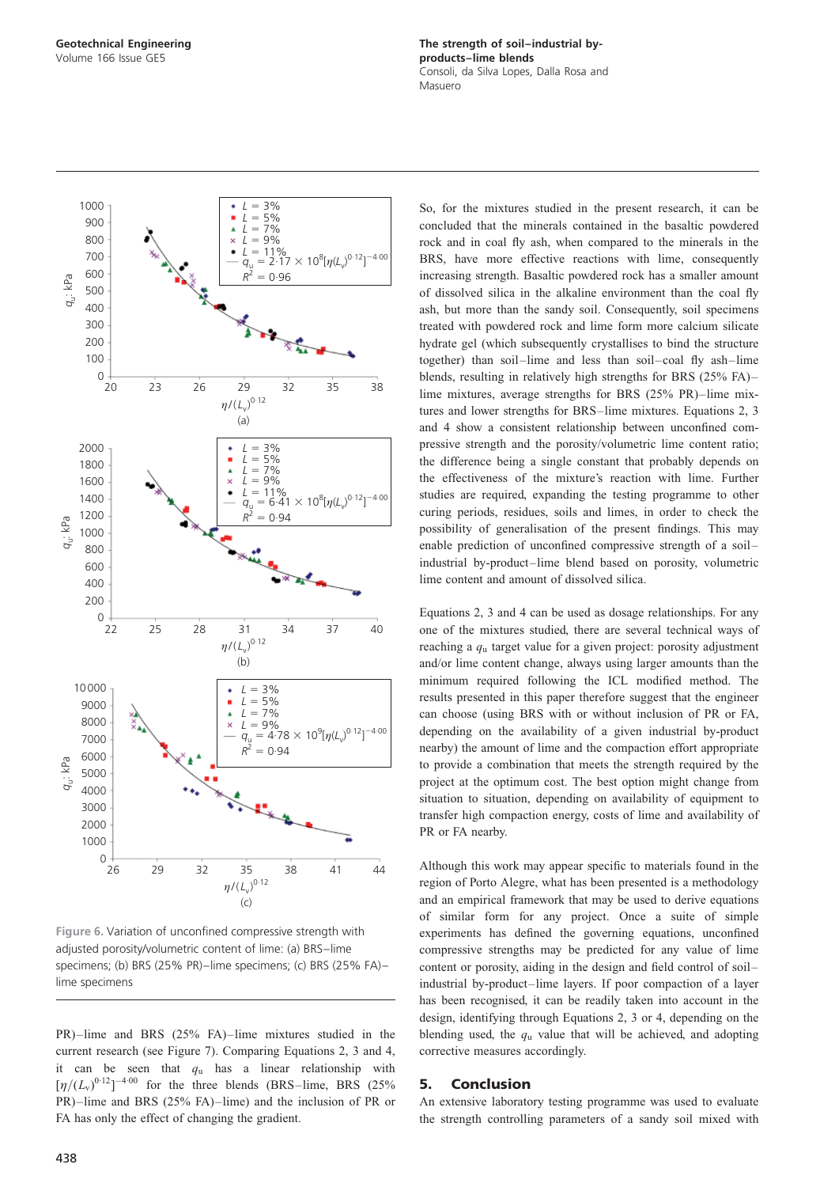Figure 6. Variation of unconfined compressive strength with adjusted porosity/volumetric content of lime: (a) BRS–lime specimens; (b) BRS (25% PR)–lime specimens; (c) BRS (25% FA)–lime specimens

PR)–lime and BRS (25% FA)–lime mixtures studied in the current research (see Figure 7). Comparing Equations 2, 3 and 4, it can be seen that $q_u$ has a linear relationship with $[\eta/(L_v)^{0.12}]^{-4.00}$ for the three blends (BRS–lime, BRS (25% PR)–lime and BRS (25% FA)–lime) and the inclusion of PR or FA has only the effect of changing the gradient.

So, for the mixtures studied in the present research, it can be concluded that the minerals contained in the basaltic powdered rock and in coal fly ash, when compared to the minerals in the BRS, have more effective reactions with lime, consequently increasing strength. Basaltic powdered rock has a smaller amount of dissolved silica in the alkaline environment than the coal fly ash, but more than the sandy soil. Consequently, soil specimens treated with powdered rock and lime form more calcium silicate hydrate gel (which subsequently crystallises to bind the structure together) than soil–lime and less than soil–coal fly ash–lime blends, resulting in relatively high strengths for BRS (25% FA)–lime mixtures, average strengths for BRS (25% PR)–lime mixtures and lower strengths for BRS–lime mixtures. Equations 2, 3 and 4 show a consistent relationship between unconfined compressive strength and the porosity/volumetric lime content ratio; the difference being a single constant that probably depends on the effectiveness of the mixture's reaction with lime. Further studies are required, expanding the testing programme to other curing periods, residues, soils and limes, in order to check the possibility of generalisation of the present findings. This may enable prediction of unconfined compressive strength of a soil–industrial by-product–lime blend based on porosity, volumetric lime content and amount of dissolved silica.

Equations 2, 3 and 4 can be used as dosage relationships. For any one of the mixtures studied, there are several technical ways of reaching a $q_u$ target value for a given project: porosity adjustment and/or lime content change, always using larger amounts than the minimum required following the ICL modified method. The results presented in this paper therefore suggest that the engineer can choose (using BRS with or without inclusion of PR or FA, depending on the availability of a given industrial by-product nearby) the amount of lime and the compaction effort appropriate to provide a combination that meets the strength required by the project at the optimum cost. The best option might change from situation to situation, depending on availability of equipment to transfer high compaction energy, costs of lime and availability of PR or FA nearby.

Although this work may appear specific to materials found in the region of Porto Alegre, what has been presented is a methodology and an empirical framework that may be used to derive equations of similar form for any project. Once a suite of simple experiments has defined the governing equations, unconfined compressive strengths may be predicted for any value of lime content or porosity, aiding in the design and field control of soil–industrial by-product–lime layers. If poor compaction of a layer has been recognised, it can be readily taken into account in the design, identifying through Equations 2, 3 or 4, depending on the blending used, the $q_u$ value that will be achieved, and adopting corrective measures accordingly.

## 5. Conclusion

An extensive laboratory testing programme was used to evaluate the strength controlling parameters of a sandy soil mixed with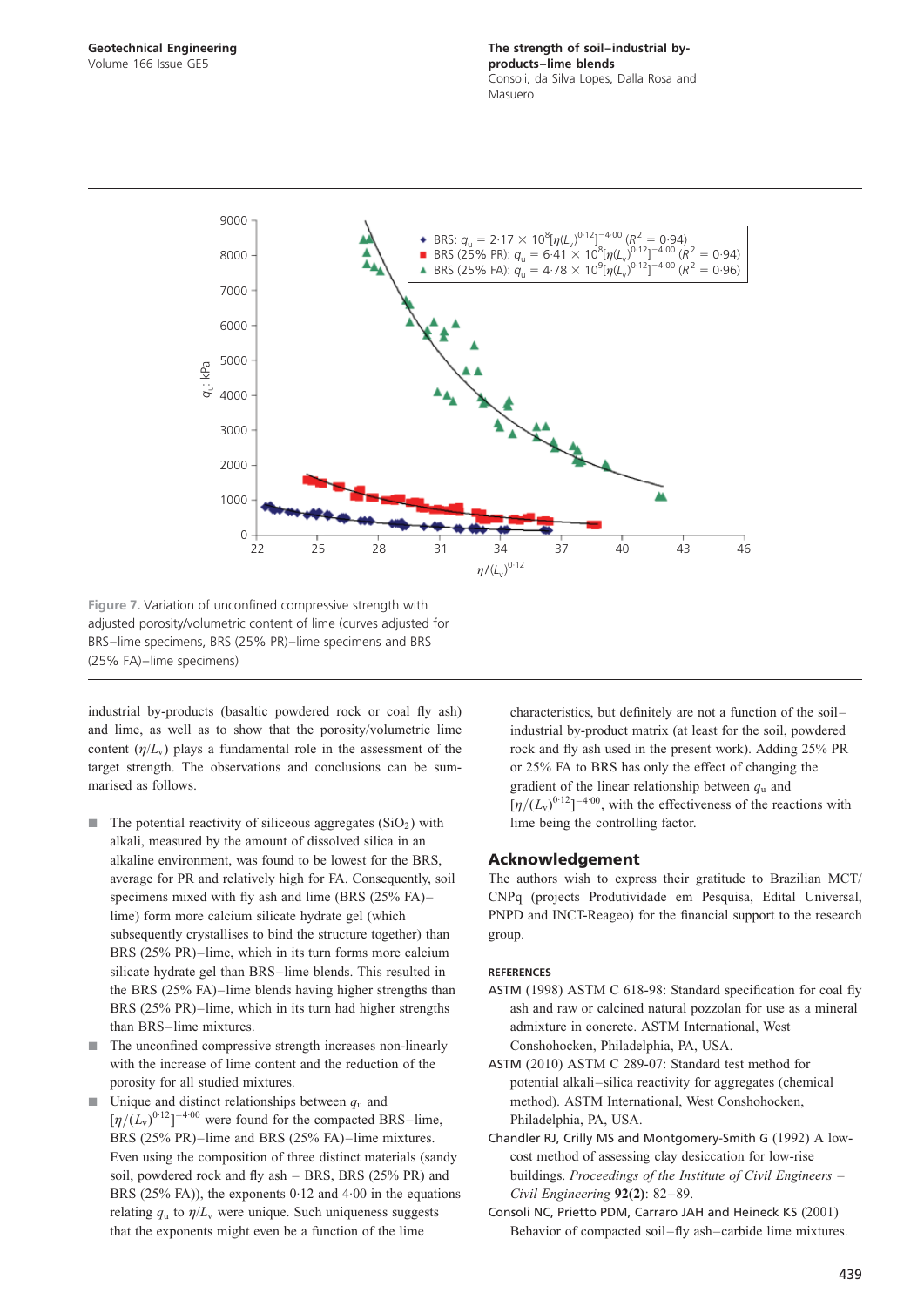Figure 7. Variation of unconfined compressive strength with adjusted porosity/volumetric content of lime (curves adjusted for BRS–lime specimens, BRS (25% PR)–lime specimens and BRS (25% FA)–lime specimens)

industrial by-products (basaltic powdered rock or coal fly ash) and lime, as well as to show that the porosity/volumetric lime content ($\eta/L_v$) plays a fundamental role in the assessment of the target strength. The observations and conclusions can be summarised as follows.

- The potential reactivity of siliceous aggregates ($SiO_2$) with alkali, measured by the amount of dissolved silica in an alkaline environment, was found to be lowest for the BRS, average for PR and relatively high for FA. Consequently, soil specimens mixed with fly ash and lime (BRS (25% FA)–lime) form more calcium silicate hydrate gel (which subsequently crystallises to bind the structure together) than BRS (25% PR)–lime, which in its turn forms more calcium silicate hydrate gel than BRS–lime blends. This resulted in the BRS (25% FA)–lime blends having higher strengths than BRS (25% PR)–lime, which in its turn had higher strengths than BRS–lime mixtures.
- The unconfined compressive strength increases non-linearly with the increase of lime content and the reduction of the porosity for all studied mixtures.
- Unique and distinct relationships between $q_u$ and $[\eta/(L_v)^{0{\cdot}12}]^{-4{\cdot}00}$ were found for the compacted BRS–lime, BRS (25% PR)–lime and BRS (25% FA)–lime mixtures. Even using the composition of three distinct materials (sandy soil, powdered rock and fly ash – BRS, BRS (25% PR) and BRS (25% FA)), the exponents 0·12 and 4·00 in the equations relating $q_u$ to $\eta/L_v$ were unique. Such uniqueness suggests that the exponents might even be a function of the lime characteristics, but definitely are not a function of the soil–industrial by-product matrix (at least for the soil, powdered rock and fly ash used in the present work). Adding 25% PR or 25% FA to BRS has only the effect of changing the gradient of the linear relationship between $q_u$ and $[\eta/(L_v)^{0{\cdot}12}]^{-4{\cdot}00}$, with the effectiveness of the reactions with lime being the controlling factor.

## Acknowledgement

The authors wish to express their gratitude to Brazilian MCT/CNPq (projects Produtividade em Pesquisa, Edital Universal, PNPD and INCT-Reageo) for the financial support to the research group.

### REFERENCES

ASTM (1998) ASTM C 618-98: Standard specification for coal fly ash and raw or calcined natural pozzolan for use as a mineral admixture in concrete. ASTM International, West Conshohocken, Philadelphia, PA, USA.

ASTM (2010) ASTM C 289-07: Standard test method for potential alkali–silica reactivity for aggregates (chemical method). ASTM International, West Conshohocken, Philadelphia, PA, USA.

Chandler RJ, Crilly MS and Montgomery-Smith G (1992) A low-cost method of assessing clay desiccation for low-rise buildings. *Proceedings of the Institute of Civil Engineers – Civil Engineering* **92(2)**: 82–89.

Consoli NC, Prietto PDM, Carraro JAH and Heineck KS (2001) Behavior of compacted soil–fly ash–carbide lime mixtures.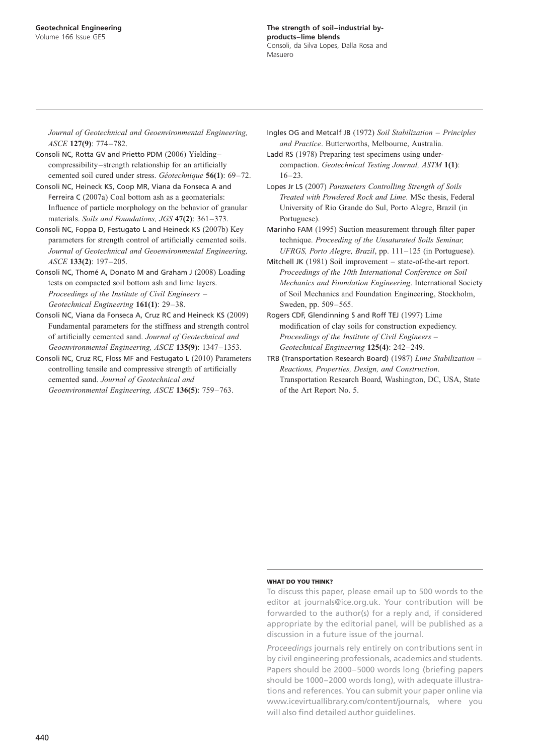*Journal of Geotechnical and Geoenvironmental Engineering, ASCE* **127(9)**: 774–782.

Consoli NC, Rotta GV and Prietto PDM (2006) Yielding–compressibility–strength relationship for an artificially cemented soil cured under stress. *Géotechnique* **56(1)**: 69–72.

Consoli NC, Heineck KS, Coop MR, Viana da Fonseca A and Ferreira C (2007a) Coal bottom ash as a geomaterials: Influence of particle morphology on the behavior of granular materials. *Soils and Foundations, JGS* **47(2)**: 361–373.

Consoli NC, Foppa D, Festugato L and Heineck KS (2007b) Key parameters for strength control of artificially cemented soils. *Journal of Geotechnical and Geoenvironmental Engineering, ASCE* **133(2)**: 197–205.

Consoli NC, Thomé A, Donato M and Graham J (2008) Loading tests on compacted soil bottom ash and lime layers. *Proceedings of the Institute of Civil Engineers – Geotechnical Engineering* **161(1)**: 29–38.

Consoli NC, Viana da Fonseca A, Cruz RC and Heineck KS (2009) Fundamental parameters for the stiffness and strength control of artificially cemented sand. *Journal of Geotechnical and Geoenvironmental Engineering, ASCE* **135(9)**: 1347–1353.

Consoli NC, Cruz RC, Floss MF and Festugato L (2010) Parameters controlling tensile and compressive strength of artificially cemented sand. *Journal of Geotechnical and Geoenvironmental Engineering, ASCE* **136(5)**: 759–763.

Ingles OG and Metcalf JB (1972) *Soil Stabilization – Principles and Practice*. Butterworths, Melbourne, Australia.

Ladd RS (1978) Preparing test specimens using undercompaction. *Geotechnical Testing Journal, ASTM* **1(1)**: 16–23.

Lopes Jr LS (2007) *Parameters Controlling Strength of Soils Treated with Powdered Rock and Lime*. MSc thesis, Federal University of Rio Grande do Sul, Porto Alegre, Brazil (in Portuguese).

Marinho FAM (1995) Suction measurement through filter paper technique. *Proceeding of the Unsaturated Soils Seminar, UFRGS, Porto Alegre, Brazil*, pp. 111–125 (in Portuguese).

Mitchell JK (1981) Soil improvement – state-of-the-art report. *Proceedings of the 10th International Conference on Soil Mechanics and Foundation Engineering*. International Society of Soil Mechanics and Foundation Engineering, Stockholm, Sweden, pp. 509–565.

Rogers CDF, Glendinning S and Roff TEJ (1997) Lime modification of clay soils for construction expediency. *Proceedings of the Institute of Civil Engineers – Geotechnical Engineering* **125(4)**: 242–249.

TRB (Transportation Research Board) (1987) *Lime Stabilization – Reactions, Properties, Design, and Construction*. Transportation Research Board, Washington, DC, USA, State of the Art Report No. 5.

#### WHAT DO YOU THINK?

To discuss this paper, please email up to 500 words to the editor at journals@ice.org.uk. Your contribution will be forwarded to the author(s) for a reply and, if considered appropriate by the editorial panel, will be published as a discussion in a future issue of the journal.

*Proceedings* journals rely entirely on contributions sent in by civil engineering professionals, academics and students. Papers should be 2000–5000 words long (briefing papers should be 1000–2000 words long), with adequate illustrations and references. You can submit your paper online via www.icevirtuallibrary.com/content/journals, where you will also find detailed author guidelines.